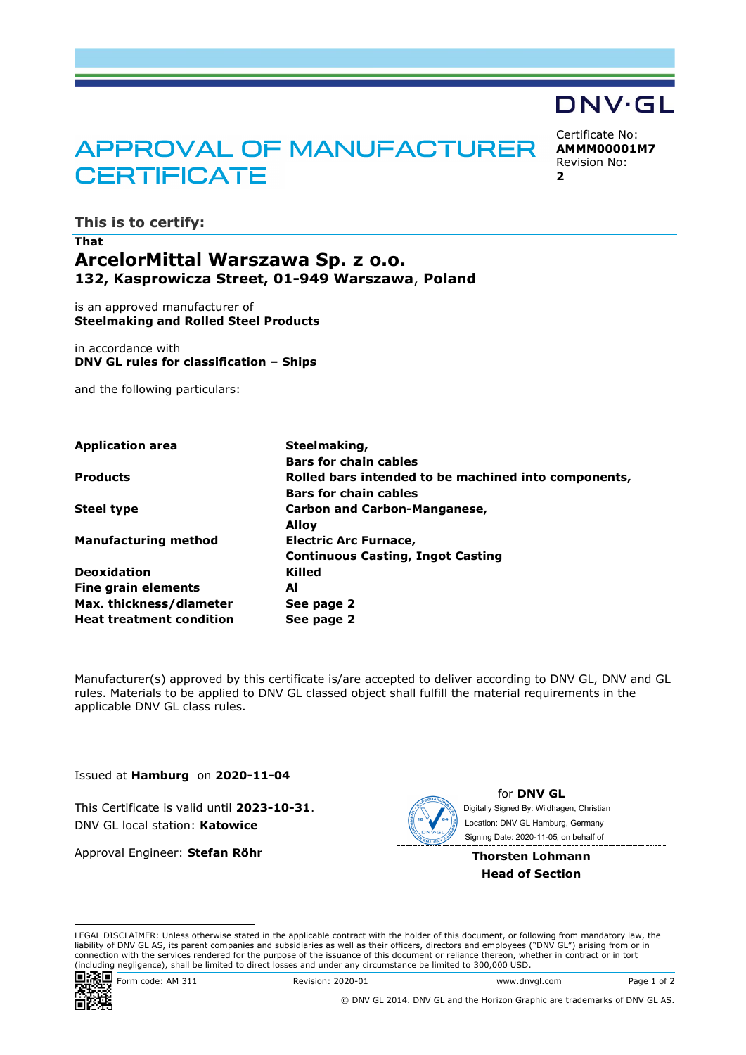DNV·GL

# APPROVAL OF MANUFACTURER CERTIFICATE

Certificate No:
**AMMM00001M7**
Revision No:
**2**

## This is to certify:

**That**

## ArcelorMittal Warszawa Sp. z o.o.

**132, Kasprowicza Street, 01-949 Warszawa, Poland**

is an approved manufacturer of
**Steelmaking and Rolled Steel Products**

in accordance with
**DNV GL rules for classification – Ships**

and the following particulars:

| | |
|---|---|
| **Application area** | **Steelmaking,**<br>**Bars for chain cables** |
| **Products** | **Rolled bars intended to be machined into components,**<br>**Bars for chain cables** |
| **Steel type** | **Carbon and Carbon-Manganese,**<br>**Alloy** |
| **Manufacturing method** | **Electric Arc Furnace,**<br>**Continuous Casting, Ingot Casting** |
| **Deoxidation** | **Killed** |
| **Fine grain elements** | **Al** |
| **Max. thickness/diameter** | **See page 2** |
| **Heat treatment condition** | **See page 2** |

Manufacturer(s) approved by this certificate is/are accepted to deliver according to DNV GL, DNV and GL rules. Materials to be applied to DNV GL classed object shall fulfill the material requirements in the applicable DNV GL class rules.

Issued at **Hamburg** on **2020-11-04**

This Certificate is valid until **2023-10-31**.
DNV GL local station: **Katowice**

Approval Engineer: **Stefan Röhr**

for **DNV GL**
Digitally Signed By: Wildhagen, Christian
Location: DNV GL Hamburg, Germany
Signing Date: 2020-11-05, on behalf of

**Thorsten Lohmann**
**Head of Section**

LEGAL DISCLAIMER: Unless otherwise stated in the applicable contract with the holder of this document, or following from mandatory law, the liability of DNV GL AS, its parent companies and subsidiaries as well as their officers, directors and employees ("DNV GL") arising from or in connection with the services rendered for the purpose of the issuance of this document or reliance thereon, whether in contract or in tort (including negligence), shall be limited to direct losses and under any circumstance be limited to 300,000 USD.

Form code: AM 311 Revision: 2020-01 www.dnvgl.com

© DNV GL 2014. DNV GL and the Horizon Graphic are trademarks of DNV GL AS.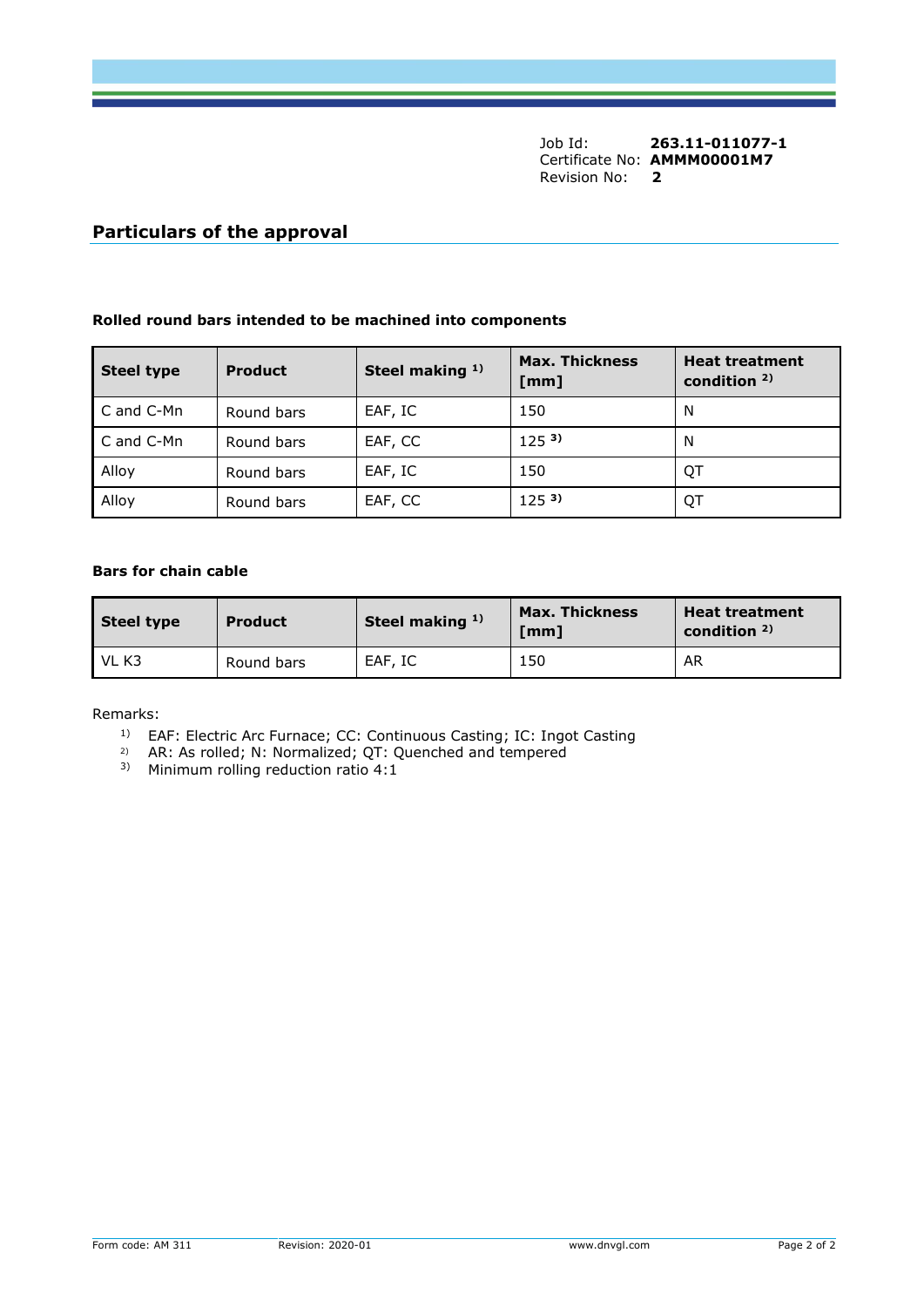Job Id: **263.11-011077-1**
Certificate No: **AMMM00001M7**
Revision No: **2**

## Particulars of the approval

### Rolled round bars intended to be machined into components

| Steel type | Product | Steel making [1] | Max. Thickness [mm] | Heat treatment condition [2] |
|---|---|---|---|---|
| C and C-Mn | Round bars | EAF, IC | 150 | N |
| C and C-Mn | Round bars | EAF, CC | 125 [3] | N |
| Alloy | Round bars | EAF, IC | 150 | QT |
| Alloy | Round bars | EAF, CC | 125 [3] | QT |

### Bars for chain cable

| Steel type | Product | Steel making [1] | Max. Thickness [mm] | Heat treatment condition [2] |
|---|---|---|---|---|
| VL K3 | Round bars | EAF, IC | 150 | AR |

Remarks:

1) EAF: Electric Arc Furnace; CC: Continuous Casting; IC: Ingot Casting
2) AR: As rolled; N: Normalized; QT: Quenched and tempered
3) Minimum rolling reduction ratio 4:1